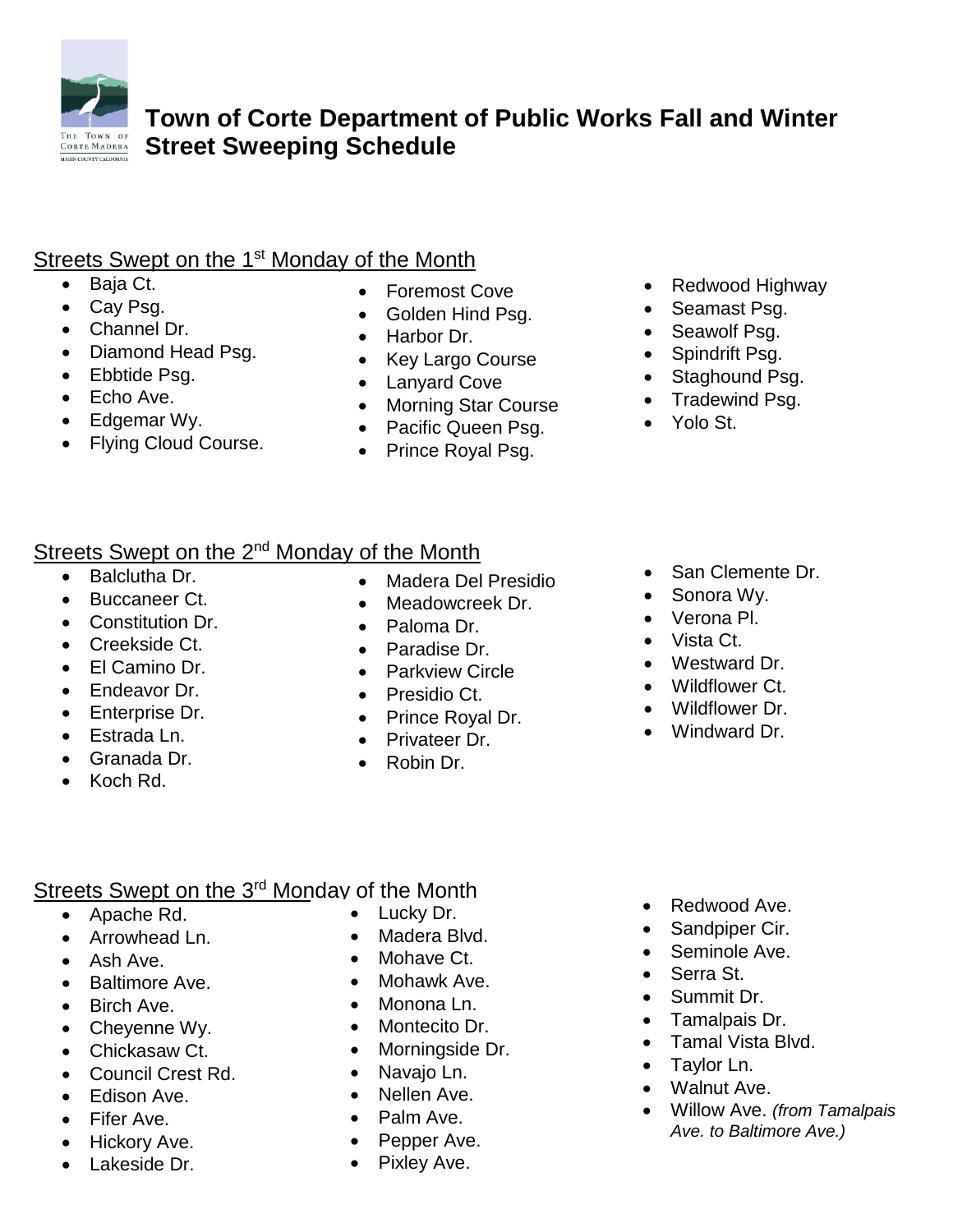# Town of Corte Department of Public Works Fall and Winter Street Sweeping Schedule

## Streets Swept on the 1st Monday of the Month

- Baja Ct.
- Cay Psg.
- Channel Dr.
- Diamond Head Psg.
- Ebbtide Psg.
- Echo Ave.
- Edgemar Wy.
- Flying Cloud Course.
- Foremost Cove
- Golden Hind Psg.
- Harbor Dr.
- Key Largo Course
- Lanyard Cove
- Morning Star Course
- Pacific Queen Psg.
- Prince Royal Psg.
- Redwood Highway
- Seamast Psg.
- Seawolf Psg.
- Spindrift Psg.
- Staghound Psg.
- Tradewind Psg.
- Yolo St.

## Streets Swept on the 2nd Monday of the Month

- Balclutha Dr.
- Buccaneer Ct.
- Constitution Dr.
- Creekside Ct.
- El Camino Dr.
- Endeavor Dr.
- Enterprise Dr.
- Estrada Ln.
- Granada Dr.
- Koch Rd.
- Madera Del Presidio
- Meadowcreek Dr.
- Paloma Dr.
- Paradise Dr.
- Parkview Circle
- Presidio Ct.
- Prince Royal Dr.
- Privateer Dr.
- Robin Dr.
- San Clemente Dr.
- Sonora Wy.
- Verona Pl.
- Vista Ct.
- Westward Dr.
- Wildflower Ct.
- Wildflower Dr.
- Windward Dr.

## Streets Swept on the 3rd Monday of the Month

- Apache Rd.
- Arrowhead Ln.
- Ash Ave.
- Baltimore Ave.
- Birch Ave.
- Cheyenne Wy.
- Chickasaw Ct.
- Council Crest Rd.
- Edison Ave.
- Fifer Ave.
- Hickory Ave.
- Lakeside Dr.
- Lucky Dr.
- Madera Blvd.
- Mohave Ct.
- Mohawk Ave.
- Monona Ln.
- Montecito Dr.
- Morningside Dr.
- Navajo Ln.
- Nellen Ave.
- Palm Ave.
- Pepper Ave.
- Pixley Ave.
- Redwood Ave.
- Sandpiper Cir.
- Seminole Ave.
- Serra St.
- Summit Dr.
- Tamalpais Dr.
- Tamal Vista Blvd.
- Taylor Ln.
- Walnut Ave.
- Willow Ave. *(from Tamalpais Ave. to Baltimore Ave.)*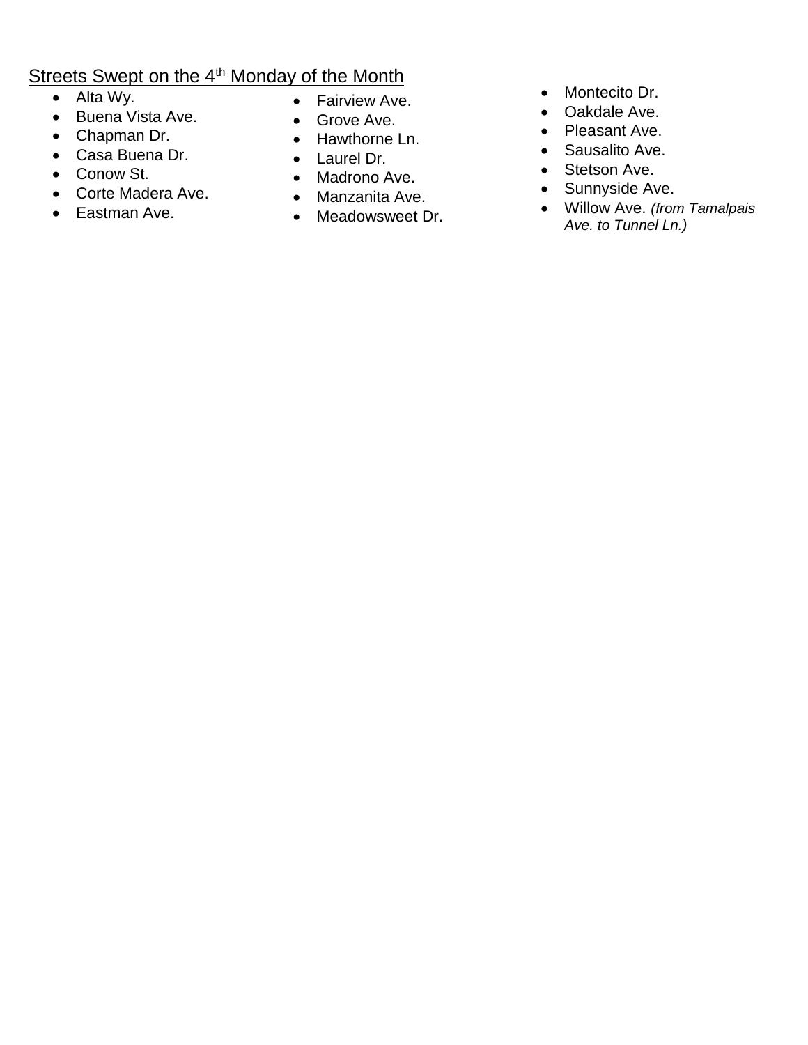Streets Swept on the 4th Monday of the Month

- Alta Wy.
- Buena Vista Ave.
- Chapman Dr.
- Casa Buena Dr.
- Conow St.
- Corte Madera Ave.
- Eastman Ave.
- Fairview Ave.
- Grove Ave.
- Hawthorne Ln.
- Laurel Dr.
- Madrono Ave.
- Manzanita Ave.
- Meadowsweet Dr.
- Montecito Dr.
- Oakdale Ave.
- Pleasant Ave.
- Sausalito Ave.
- Stetson Ave.
- Sunnyside Ave.
- Willow Ave. *(from Tamalpais Ave. to Tunnel Ln.)*